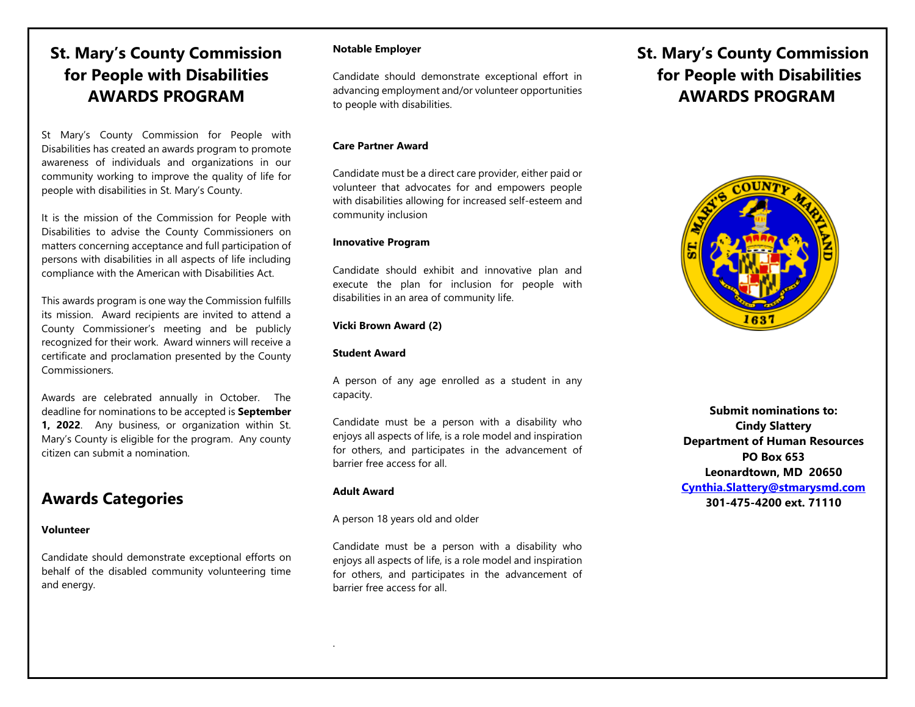# St. Mary's County Commission for People with Disabilities AWARDS PROGRAM

St Mary's County Commission for People with Disabilities has created an awards program to promote awareness of individuals and organizations in our community working to improve the quality of life for people with disabilities in St. Mary's County.

It is the mission of the Commission for People with Disabilities to advise the County Commissioners on matters concerning acceptance and full participation of persons with disabilities in all aspects of life including compliance with the American with Disabilities Act.

This awards program is one way the Commission fulfills its mission. Award recipients are invited to attend a County Commissioner's meeting and be publicly recognized for their work. Award winners will receive a certificate and proclamation presented by the County Commissioners.

Awards are celebrated annually in October. The deadline for nominations to be accepted is **September 1, 2022**. Any business, or organization within St. Mary's County is eligible for the program. Any county citizen can submit a nomination.

## Awards Categories

**Volunteer**

Candidate should demonstrate exceptional efforts on behalf of the disabled community volunteering time and energy.

**Notable Employer**

Candidate should demonstrate exceptional effort in advancing employment and/or volunteer opportunities to people with disabilities.

**Care Partner Award**

Candidate must be a direct care provider, either paid or volunteer that advocates for and empowers people with disabilities allowing for increased self-esteem and community inclusion

**Innovative Program**

Candidate should exhibit and innovative plan and execute the plan for inclusion for people with disabilities in an area of community life.

**Vicki Brown Award (2)**

**Student Award**

A person of any age enrolled as a student in any capacity.

Candidate must be a person with a disability who enjoys all aspects of life, is a role model and inspiration for others, and participates in the advancement of barrier free access for all.

**Adult Award**

A person 18 years old and older

Candidate must be a person with a disability who enjoys all aspects of life, is a role model and inspiration for others, and participates in the advancement of barrier free access for all.

# St. Mary's County Commission for People with Disabilities AWARDS PROGRAM

**Submit nominations to:**
**Cindy Slattery**
**Department of Human Resources**
**PO Box 653**
**Leonardtown, MD 20650**
**Cynthia.Slattery@stmarysmd.com**
**301-475-4200 ext. 71110**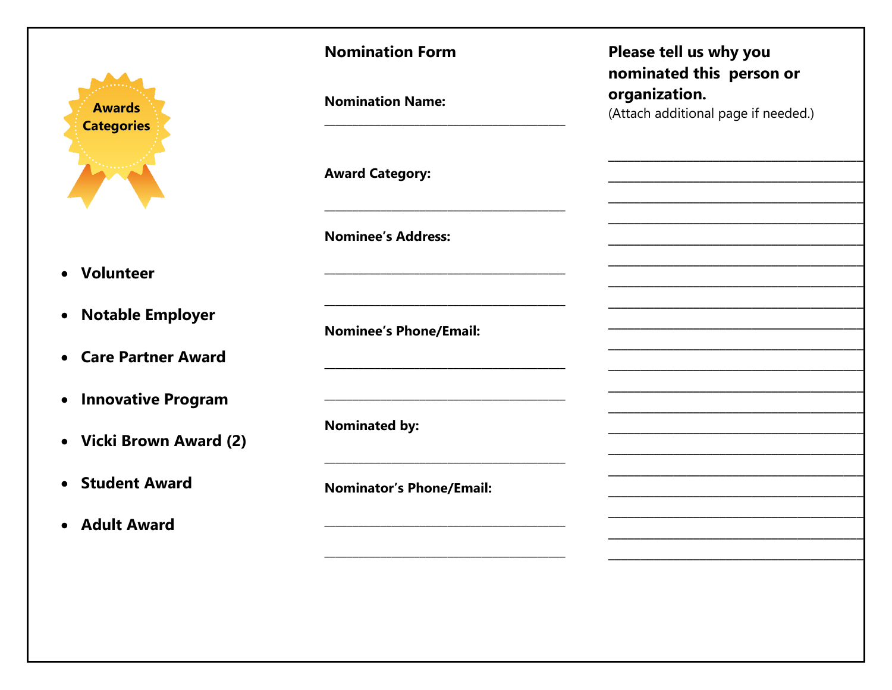Awards Categories

- **Volunteer**
- **Notable Employer**
- **Care Partner Award**
- **Innovative Program**
- **Vicki Brown Award (2)**
- **Student Award**
- **Adult Award**

## Nomination Form

**Nomination Name:**

______________________________________

**Award Category:**

______________________________________

**Nominee's Address:**

______________________________________

______________________________________

**Nominee's Phone/Email:**

______________________________________

______________________________________

**Nominated by:**

______________________________________

**Nominator's Phone/Email:**

______________________________________

______________________________________

## Please tell us why you nominated this person or organization.

(Attach additional page if needed.)

______________________________________

______________________________________

______________________________________

______________________________________

______________________________________

______________________________________

______________________________________

______________________________________

______________________________________

______________________________________

______________________________________

______________________________________

______________________________________

______________________________________

______________________________________

______________________________________

______________________________________

______________________________________

______________________________________

______________________________________